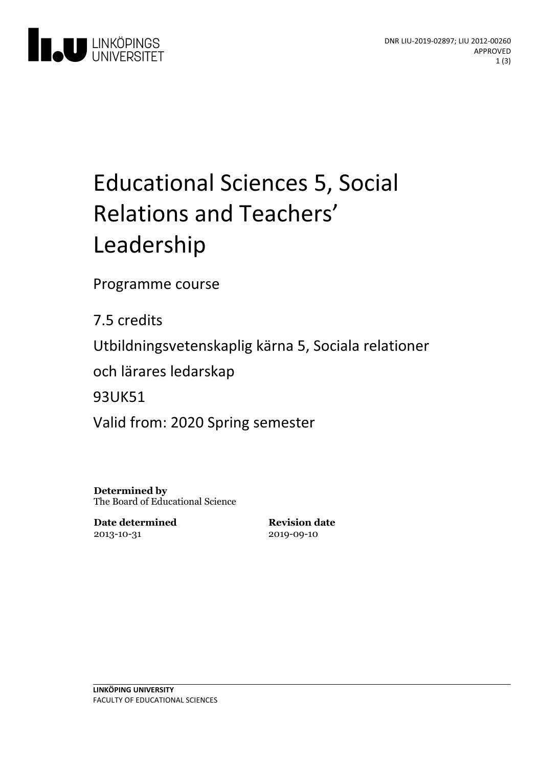DNR LIU-2019-02897; LIU 2012-00260
APPROVED

# Educational Sciences 5, Social Relations and Teachers' Leadership

Programme course

7.5 credits

Utbildningsvetenskaplig kärna 5, Sociala relationer och lärares ledarskap

93UK51

Valid from: 2020 Spring semester

**Determined by**
The Board of Educational Science

**Date determined**
2013-10-31

**Revision date**
2019-09-10

**LINKÖPING UNIVERSITY**
FACULTY OF EDUCATIONAL SCIENCES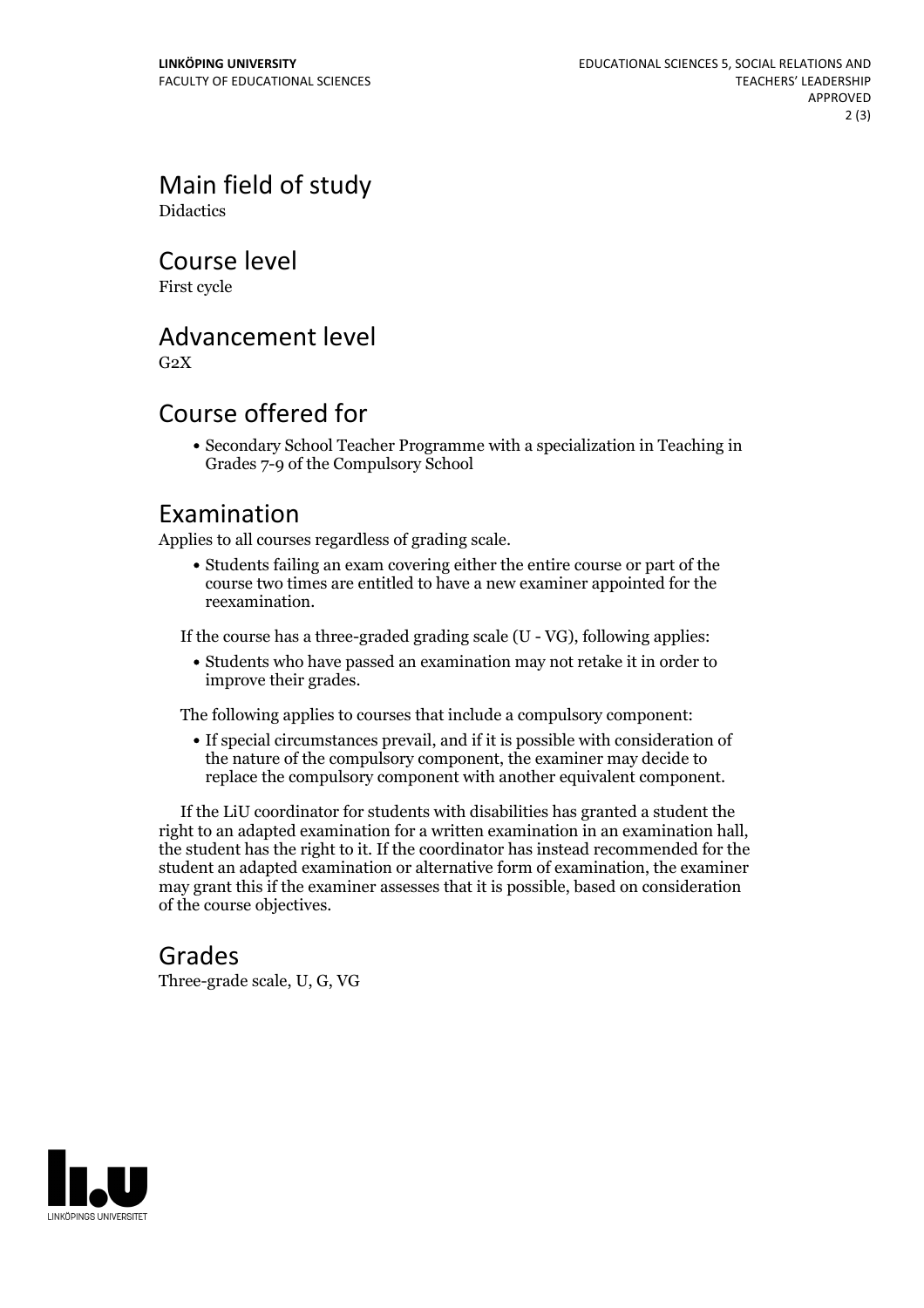## Main field of study

Didactics

## Course level

First cycle

## Advancement level

G2X

## Course offered for

- Secondary School Teacher Programme with a specialization in Teaching in Grades 7-9 of the Compulsory School

## Examination

Applies to all courses regardless of grading scale.

- Students failing an exam covering either the entire course or part of the course two times are entitled to have a new examiner appointed for the reexamination.

If the course has a three-graded grading scale (U - VG), following applies:

- Students who have passed an examination may not retake it in order to improve their grades.

The following applies to courses that include a compulsory component:

- If special circumstances prevail, and if it is possible with consideration of the nature of the compulsory component, the examiner may decide to replace the compulsory component with another equivalent component.

If the LiU coordinator for students with disabilities has granted a student the right to an adapted examination for a written examination in an examination hall, the student has the right to it. If the coordinator has instead recommended for the student an adapted examination or alternative form of examination, the examiner may grant this if the examiner assesses that it is possible, based on consideration of the course objectives.

## Grades

Three-grade scale, U, G, VG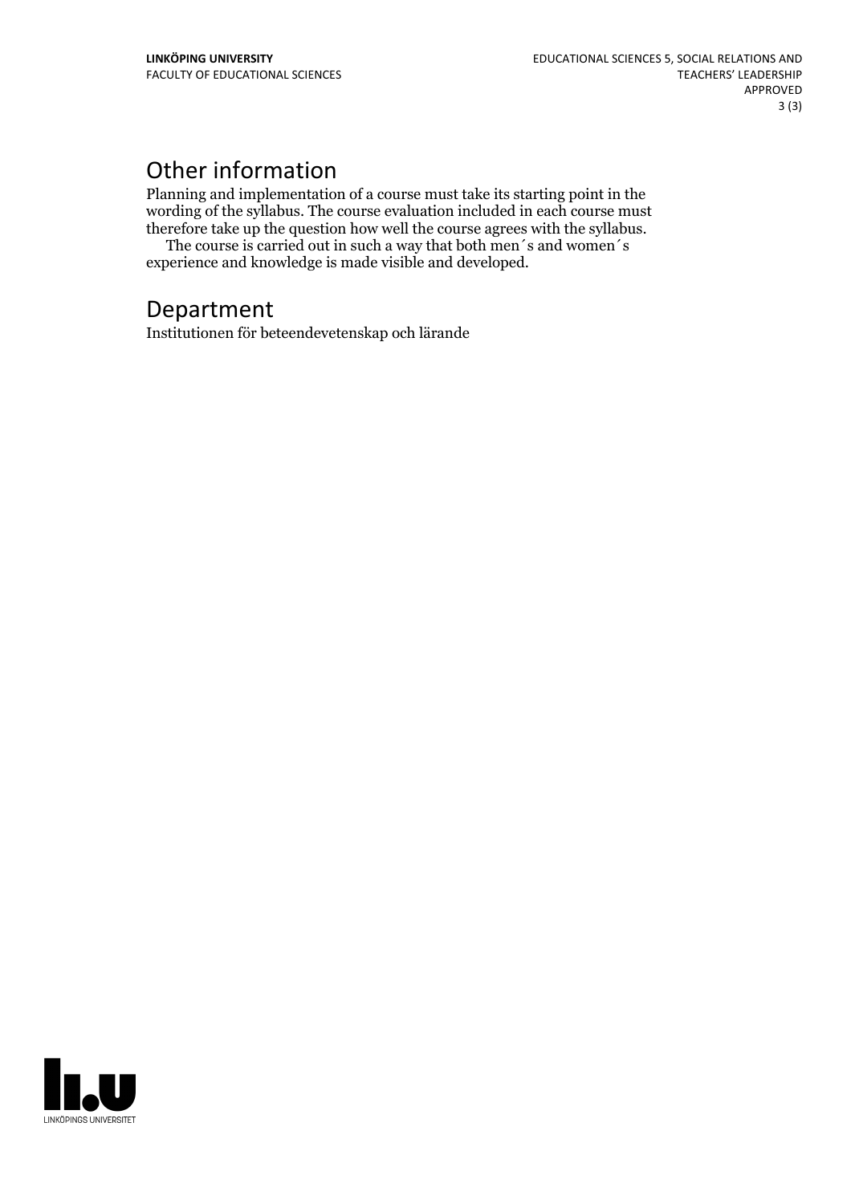## Other information

Planning and implementation of a course must take its starting point in the wording of the syllabus. The course evaluation included in each course must therefore take up the question how well the course agrees with the syllabus.

The course is carried out in such a way that both men´s and women´s experience and knowledge is made visible and developed.

## Department

Institutionen för beteendevetenskap och lärande